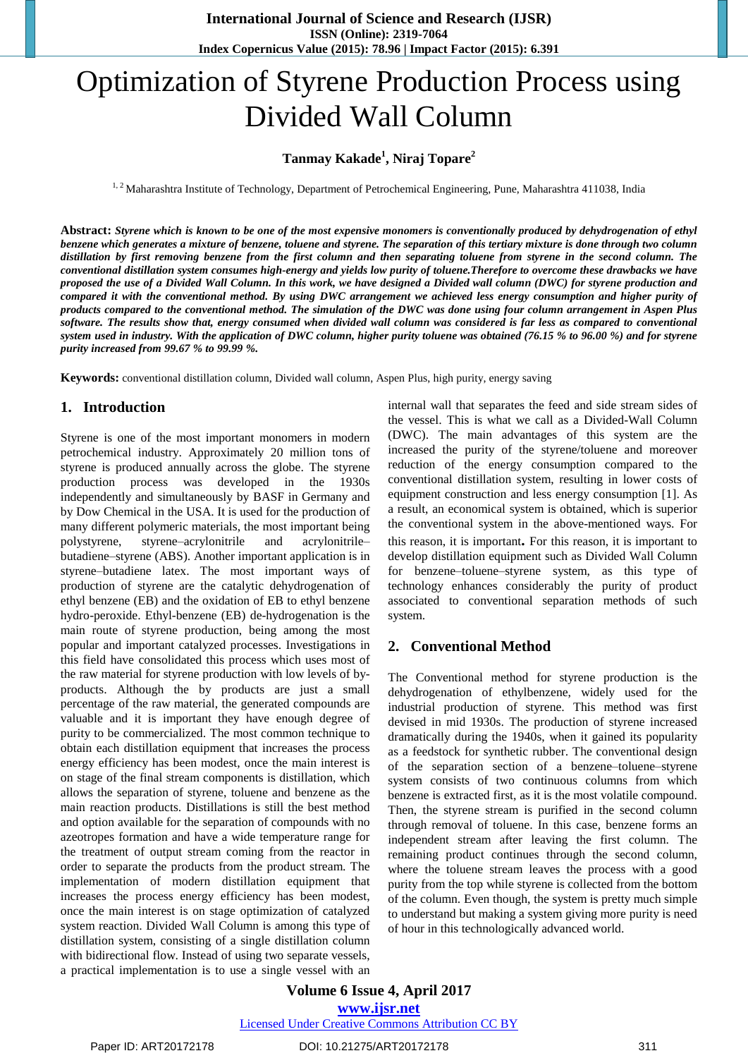# Optimization of Styrene Production Process using Divided Wall Column

**Tanmay Kakade[1], Niraj Topare[2]**

[1, 2] Maharashtra Institute of Technology, Department of Petrochemical Engineering, Pune, Maharashtra 411038, India

**Abstract:** ***Styrene which is known to be one of the most expensive monomers is conventionally produced by dehydrogenation of ethyl benzene which generates a mixture of benzene, toluene and styrene. The separation of this tertiary mixture is done through two column distillation by first removing benzene from the first column and then separating toluene from styrene in the second column. The conventional distillation system consumes high-energy and yields low purity of toluene.Therefore to overcome these drawbacks we have proposed the use of a Divided Wall Column. In this work, we have designed a Divided wall column (DWC) for styrene production and compared it with the conventional method. By using DWC arrangement we achieved less energy consumption and higher purity of products compared to the conventional method. The simulation of the DWC was done using four column arrangement in Aspen Plus software. The results show that, energy consumed when divided wall column was considered is far less as compared to conventional system used in industry. With the application of DWC column, higher purity toluene was obtained (76.15 % to 96.00 %) and for styrene purity increased from 99.67 % to 99.99 %.***

**Keywords:** conventional distillation column, Divided wall column, Aspen Plus, high purity, energy saving

## 1. Introduction

Styrene is one of the most important monomers in modern petrochemical industry. Approximately 20 million tons of styrene is produced annually across the globe. The styrene production process was developed in the 1930s independently and simultaneously by BASF in Germany and by Dow Chemical in the USA. It is used for the production of many different polymeric materials, the most important being polystyrene, styrene–acrylonitrile and acrylonitrile–butadiene–styrene (ABS). Another important application is in styrene–butadiene latex. The most important ways of production of styrene are the catalytic dehydrogenation of ethyl benzene (EB) and the oxidation of EB to ethyl benzene hydro-peroxide. Ethyl-benzene (EB) de-hydrogenation is the main route of styrene production, being among the most popular and important catalyzed processes. Investigations in this field have consolidated this process which uses most of the raw material for styrene production with low levels of by-products. Although the by products are just a small percentage of the raw material, the generated compounds are valuable and it is important they have enough degree of purity to be commercialized. The most common technique to obtain each distillation equipment that increases the process energy efficiency has been modest, once the main interest is on stage of the final stream components is distillation, which allows the separation of styrene, toluene and benzene as the main reaction products. Distillations is still the best method and option available for the separation of compounds with no azeotropes formation and have a wide temperature range for the treatment of output stream coming from the reactor in order to separate the products from the product stream. The implementation of modern distillation equipment that increases the process energy efficiency has been modest, once the main interest is on stage optimization of catalyzed system reaction. Divided Wall Column is among this type of distillation system, consisting of a single distillation column with bidirectional flow. Instead of using two separate vessels, a practical implementation is to use a single vessel with an internal wall that separates the feed and side stream sides of the vessel. This is what we call as a Divided-Wall Column (DWC). The main advantages of this system are the increased the purity of the styrene/toluene and moreover reduction of the energy consumption compared to the conventional distillation system, resulting in lower costs of equipment construction and less energy consumption [1]. As a result, an economical system is obtained, which is superior the conventional system in the above-mentioned ways. For this reason, it is important**.** For this reason, it is important to develop distillation equipment such as Divided Wall Column for benzene–toluene–styrene system, as this type of technology enhances considerably the purity of product associated to conventional separation methods of such system.

## 2. Conventional Method

The Conventional method for styrene production is the dehydrogenation of ethylbenzene, widely used for the industrial production of styrene. This method was first devised in mid 1930s. The production of styrene increased dramatically during the 1940s, when it gained its popularity as a feedstock for synthetic rubber. The conventional design of the separation section of a benzene–toluene–styrene system consists of two continuous columns from which benzene is extracted first, as it is the most volatile compound. Then, the styrene stream is purified in the second column through removal of toluene. In this case, benzene forms an independent stream after leaving the first column. The remaining product continues through the second column, where the toluene stream leaves the process with a good purity from the top while styrene is collected from the bottom of the column. Even though, the system is pretty much simple to understand but making a system giving more purity is need of hour in this technologically advanced world.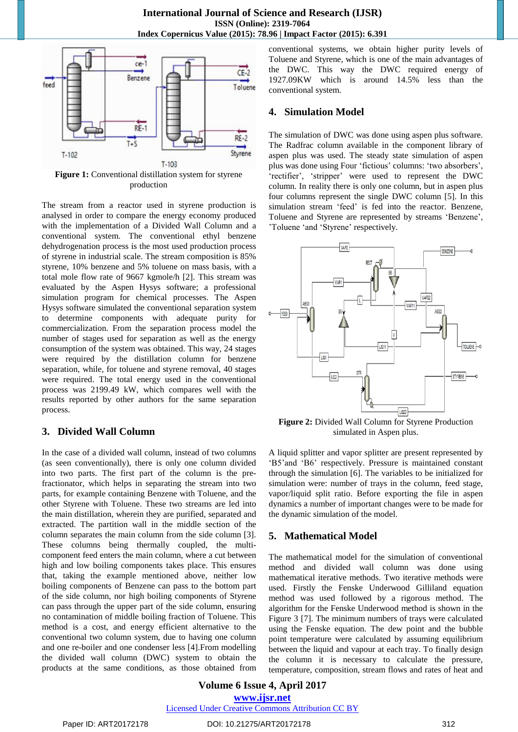Figure 1: Conventional distillation system for styrene production

The stream from a reactor used in styrene production is analysed in order to compare the energy economy produced with the implementation of a Divided Wall Column and a conventional system. The conventional ethyl benzene dehydrogenation process is the most used production process of styrene in industrial scale. The stream composition is 85% styrene, 10% benzene and 5% toluene on mass basis, with a total mole flow rate of 9667 kgmole/h [2]. This stream was evaluated by the Aspen Hysys software; a professional simulation program for chemical processes. The Aspen Hysys software simulated the conventional separation system to determine components with adequate purity for commercialization. From the separation process model the number of stages used for separation as well as the energy consumption of the system was obtained. This way, 24 stages were required by the distillation column for benzene separation, while, for toluene and styrene removal, 40 stages were required. The total energy used in the conventional process was 2199.49 kW, which compares well with the results reported by other authors for the same separation process.

## 3. Divided Wall Column

In the case of a divided wall column, instead of two columns (as seen conventionally), there is only one column divided into two parts. The first part of the column is the pre-fractionator, which helps in separating the stream into two parts, for example containing Benzene with Toluene, and the other Styrene with Toluene. These two streams are led into the main distillation, wherein they are purified, separated and extracted. The partition wall in the middle section of the column separates the main column from the side column [3]. These columns being thermally coupled, the multi-component feed enters the main column, where a cut between high and low boiling components takes place. This ensures that, taking the example mentioned above, neither low boiling components of Benzene can pass to the bottom part of the side column, nor high boiling components of Styrene can pass through the upper part of the side column, ensuring no contamination of middle boiling fraction of Toluene. This method is a cost, and energy efficient alternative to the conventional two column system, due to having one column and one re-boiler and one condenser less [4].From modelling the divided wall column (DWC) system to obtain the products at the same conditions, as those obtained from conventional systems, we obtain higher purity levels of Toluene and Styrene, which is one of the main advantages of the DWC. This way the DWC required energy of 1927.09KW which is around 14.5% less than the conventional system.

## 4. Simulation Model

The simulation of DWC was done using aspen plus software. The Radfrac column available in the component library of aspen plus was used. The steady state simulation of aspen plus was done using Four 'fictious' columns: 'two absorbers', 'rectifier', 'stripper' were used to represent the DWC column. In reality there is only one column, but in aspen plus four columns represent the single DWC column [5]. In this simulation stream 'feed' is fed into the reactor. Benzene, Toluene and Styrene are represented by streams 'Benzene', 'Toluene 'and 'Styrene' respectively.

Figure 2: Divided Wall Column for Styrene Production simulated in Aspen plus.

A liquid splitter and vapor splitter are present represented by 'B5'and 'B6' respectively. Pressure is maintained constant through the simulation [6]. The variables to be initialized for simulation were: number of trays in the column, feed stage, vapor/liquid split ratio. Before exporting the file in aspen dynamics a number of important changes were to be made for the dynamic simulation of the model.

## 5. Mathematical Model

The mathematical model for the simulation of conventional method and divided wall column was done using mathematical iterative methods. Two iterative methods were used. Firstly the Fenske Underwood Gilliland equation method was used followed by a rigorous method. The algorithm for the Fenske Underwood method is shown in the Figure 3 [7]. The minimum numbers of trays were calculated using the Fenske equation. The dew point and the bubble point temperature were calculated by assuming equilibrium between the liquid and vapour at each tray. To finally design the column it is necessary to calculate the pressure, temperature, composition, stream flows and rates of heat and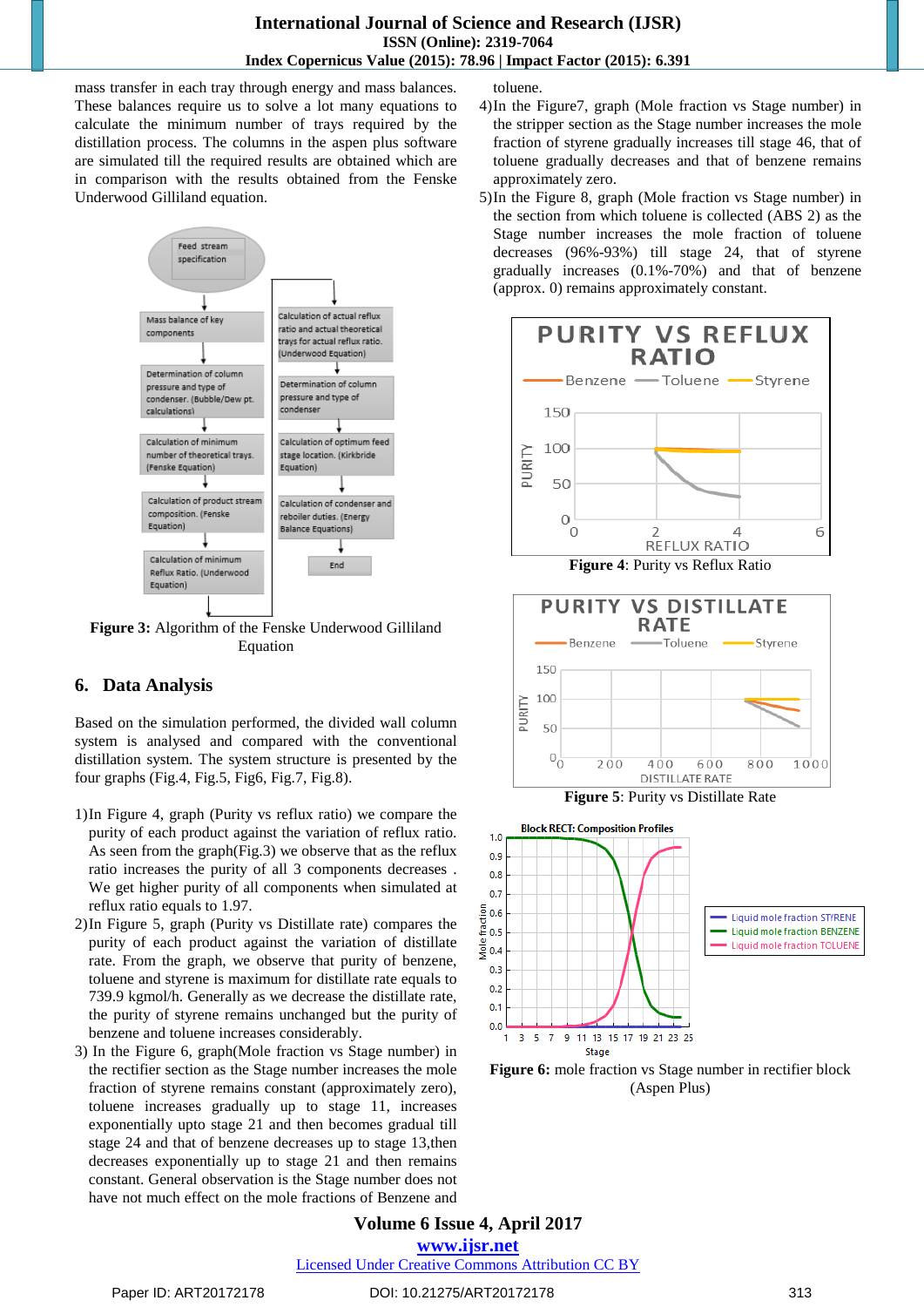mass transfer in each tray through energy and mass balances. These balances require us to solve a lot many equations to calculate the minimum number of trays required by the distillation process. The columns in the aspen plus software are simulated till the required results are obtained which are in comparison with the results obtained from the Fenske Underwood Gilliland equation.

**Figure 3:** Algorithm of the Fenske Underwood Gilliland Equation

## 6. Data Analysis

Based on the simulation performed, the divided wall column system is analysed and compared with the conventional distillation system. The system structure is presented by the four graphs (Fig.4, Fig.5, Fig6, Fig.7, Fig.8).

1) In Figure 4, graph (Purity vs reflux ratio) we compare the purity of each product against the variation of reflux ratio. As seen from the graph(Fig.3) we observe that as the reflux ratio increases the purity of all 3 components decreases . We get higher purity of all components when simulated at reflux ratio equals to 1.97.
2) In Figure 5, graph (Purity vs Distillate rate) compares the purity of each product against the variation of distillate rate. From the graph, we observe that purity of benzene, toluene and styrene is maximum for distillate rate equals to 739.9 kgmol/h. Generally as we decrease the distillate rate, the purity of styrene remains unchanged but the purity of benzene and toluene increases considerably.
3) In the Figure 6, graph(Mole fraction vs Stage number) in the rectifier section as the Stage number increases the mole fraction of styrene remains constant (approximately zero), toluene increases gradually up to stage 11, increases exponentially upto stage 21 and then becomes gradual till stage 24 and that of benzene decreases up to stage 13,then decreases exponentially up to stage 21 and then remains constant. General observation is the Stage number does not have not much effect on the mole fractions of Benzene and toluene.
4) In the Figure7, graph (Mole fraction vs Stage number) in the stripper section as the Stage number increases the mole fraction of styrene gradually increases till stage 46, that of toluene gradually decreases and that of benzene remains approximately zero.
5) In the Figure 8, graph (Mole fraction vs Stage number) in the section from which toluene is collected (ABS 2) as the Stage number increases the mole fraction of toluene decreases (96%-93%) till stage 24, that of styrene gradually increases (0.1%-70%) and that of benzene (approx. 0) remains approximately constant.

**Figure 4**: Purity vs Reflux Ratio

**Figure 5**: Purity vs Distillate Rate

**Figure 6:** mole fraction vs Stage number in rectifier block (Aspen Plus)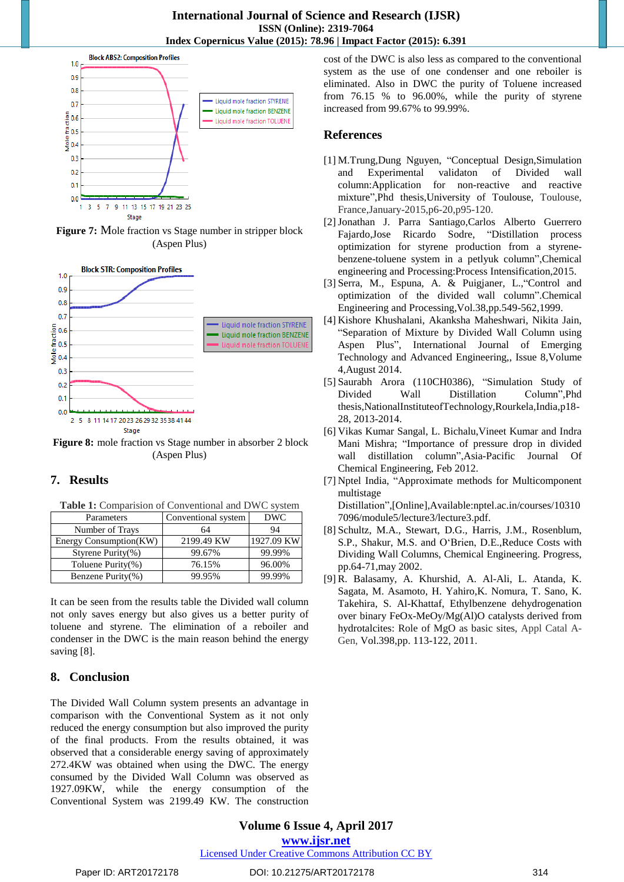Block ABS2: Composition Profiles

1.0
0.9
0.8
0.7
0.6
0.5
0.4
0.3
0.2
0.1
0.0

Mole fraction

1 3 5 7 9 11 13 15 17 19 21 23 25

Stage

Liquid mole fraction STYRENE
Liquid mole fraction BENZENE
Liquid mole fraction TOLUENE

**Figure 7:** Mole fraction vs Stage number in stripper block (Aspen Plus)

Block STR: Composition Profiles

1.0
0.9
0.8
0.7
0.6
0.5
0.4
0.3
0.2
0.1
0.0

Mole fraction

2 5 8 11 14 17 20 23 26 29 32 35 38 41 44

Stage

Liquid mole fraction STYRENE
Liquid mole fraction BENZENE
Liquid mole fraction TOLUENE

**Figure 8:** mole fraction vs Stage number in absorber 2 block (Aspen Plus)

## 7. Results

**Table 1:** Comparision of Conventional and DWC system

| Parameters | Conventional system | DWC |
|---|---|---|
| Number of Trays | 64 | 94 |
| Energy Consumption(KW) | 2199.49 KW | 1927.09 KW |
| Styrene Purity(%) | 99.67% | 99.99% |
| Toluene Purity(%) | 76.15% | 96.00% |
| Benzene Purity(%) | 99.95% | 99.99% |

It can be seen from the results table the Divided wall column not only saves energy but also gives us a better purity of toluene and styrene. The elimination of a reboiler and condenser in the DWC is the main reason behind the energy saving [8].

## 8. Conclusion

The Divided Wall Column system presents an advantage in comparison with the Conventional System as it not only reduced the energy consumption but also improved the purity of the final products. From the results obtained, it was observed that a considerable energy saving of approximately 272.4KW was obtained when using the DWC. The energy consumed by the Divided Wall Column was observed as 1927.09KW, while the energy consumption of the Conventional System was 2199.49 KW. The construction cost of the DWC is also less as compared to the conventional system as the use of one condenser and one reboiler is eliminated. Also in DWC the purity of Toluene increased from 76.15 % to 96.00%, while the purity of styrene increased from 99.67% to 99.99%.

## References

[1] M.Trung,Dung Nguyen, "Conceptual Design,Simulation and Experimental validaton of Divided wall column:Application for non-reactive and reactive mixture",Phd thesis,University of Toulouse, Toulouse, France,January-2015,p6-20,p95-120.

[2] Jonathan J. Parra Santiago,Carlos Alberto Guerrero Fajardo,Jose Ricardo Sodre, "Distillation process optimization for styrene production from a styrene-benzene-toluene system in a petlyuk column",Chemical engineering and Processing:Process Intensification,2015.

[3] Serra, M., Espuna, A. & Puigjaner, L.,"Control and optimization of the divided wall column".Chemical Engineering and Processing,Vol.38,pp.549-562,1999.

[4] Kishore Khushalani, Akanksha Maheshwari, Nikita Jain, "Separation of Mixture by Divided Wall Column using Aspen Plus", International Journal of Emerging Technology and Advanced Engineering,, Issue 8,Volume 4,August 2014.

[5] Saurabh Arora (110CH0386), "Simulation Study of Divided Wall Distillation Column",Phd thesis,NationalInstituteofTechnology,Rourkela,India,p18-28, 2013-2014.

[6] Vikas Kumar Sangal, L. Bichalu,Vineet Kumar and Indra Mani Mishra; "Importance of pressure drop in divided wall distillation column",Asia-Pacific Journal Of Chemical Engineering, Feb 2012.

[7] Nptel India, "Approximate methods for Multicomponent multistage Distillation",[Online],Available:nptel.ac.in/courses/103107096/module5/lecture3/lecture3.pdf.

[8] Schultz, M.A., Stewart, D.G., Harris, J.M., Rosenblum, S.P., Shakur, M.S. and O'Brien, D.E.,Reduce Costs with Dividing Wall Columns, Chemical Engineering. Progress, pp.64-71,may 2002.

[9] R. Balasamy, A. Khurshid, A. Al-Ali, L. Atanda, K. Sagata, M. Asamoto, H. Yahiro,K. Nomura, T. Sano, K. Takehira, S. Al-Khattaf, Ethylbenzene dehydrogenation over binary FeOx-MeOy/Mg(Al)O catalysts derived from hydrotalcites: Role of MgO as basic sites, Appl Catal A-Gen, Vol.398,pp. 113-122, 2011.